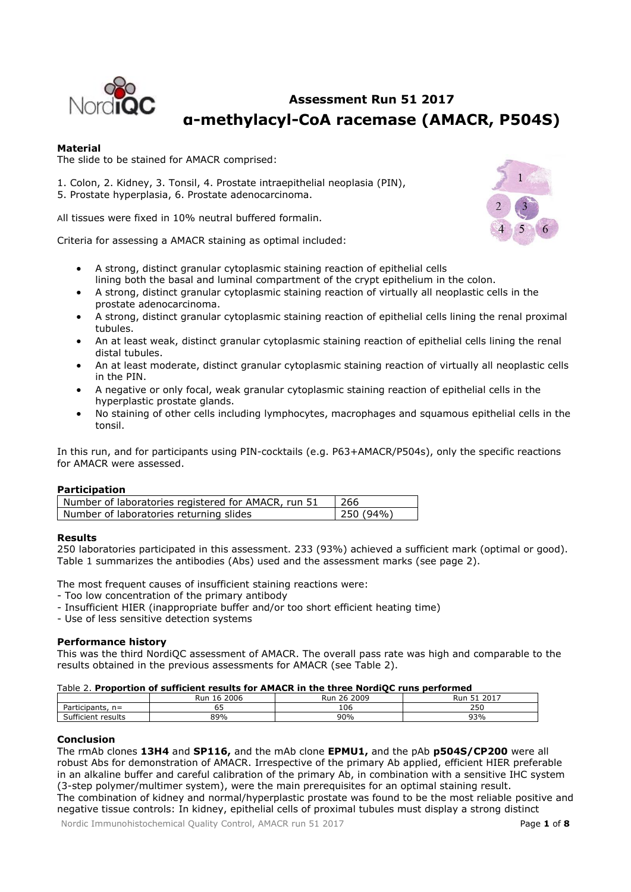# Assessment Run 51 2017
# α-methylacyl-CoA racemase (AMACR, P504S)

**Material**
The slide to be stained for AMACR comprised:

1. Colon, 2. Kidney, 3. Tonsil, 4. Prostate intraepithelial neoplasia (PIN),
5. Prostate hyperplasia, 6. Prostate adenocarcinoma.

All tissues were fixed in 10% neutral buffered formalin.

Criteria for assessing a AMACR staining as optimal included:

- A strong, distinct granular cytoplasmic staining reaction of epithelial cells lining both the basal and luminal compartment of the crypt epithelium in the colon.
- A strong, distinct granular cytoplasmic staining reaction of virtually all neoplastic cells in the prostate adenocarcinoma.
- A strong, distinct granular cytoplasmic staining reaction of epithelial cells lining the renal proximal tubules.
- An at least weak, distinct granular cytoplasmic staining reaction of epithelial cells lining the renal distal tubules.
- An at least moderate, distinct granular cytoplasmic staining reaction of virtually all neoplastic cells in the PIN.
- A negative or only focal, weak granular cytoplasmic staining reaction of epithelial cells in the hyperplastic prostate glands.
- No staining of other cells including lymphocytes, macrophages and squamous epithelial cells in the tonsil.

In this run, and for participants using PIN-cocktails (e.g. P63+AMACR/P504s), only the specific reactions for AMACR were assessed.

**Participation**

| Number of laboratories registered for AMACR, run 51 | 266 |
|---|---|
| Number of laboratories returning slides | 250 (94%) |

**Results**
250 laboratories participated in this assessment. 233 (93%) achieved a sufficient mark (optimal or good). Table 1 summarizes the antibodies (Abs) used and the assessment marks (see page 2).

The most frequent causes of insufficient staining reactions were:
- Too low concentration of the primary antibody
- Insufficient HIER (inappropriate buffer and/or too short efficient heating time)
- Use of less sensitive detection systems

**Performance history**
This was the third NordiQC assessment of AMACR. The overall pass rate was high and comparable to the results obtained in the previous assessments for AMACR (see Table 2).

Table 2. **Proportion of sufficient results for AMACR in the three NordiQC runs performed**

| | Run 16 2006 | Run 26 2009 | Run 51 2017 |
|---|---|---|---|
| Participants, n= | 65 | 106 | 250 |
| Sufficient results | 89% | 90% | 93% |

**Conclusion**
The rmAb clones **13H4** and **SP116,** and the mAb clone **EPMU1,** and the pAb **p504S/CP200** were all robust Abs for demonstration of AMACR. Irrespective of the primary Ab applied, efficient HIER preferable in an alkaline buffer and careful calibration of the primary Ab, in combination with a sensitive IHC system (3-step polymer/multimer system), were the main prerequisites for an optimal staining result.
The combination of kidney and normal/hyperplastic prostate was found to be the most reliable positive and negative tissue controls: In kidney, epithelial cells of proximal tubules must display a strong distinct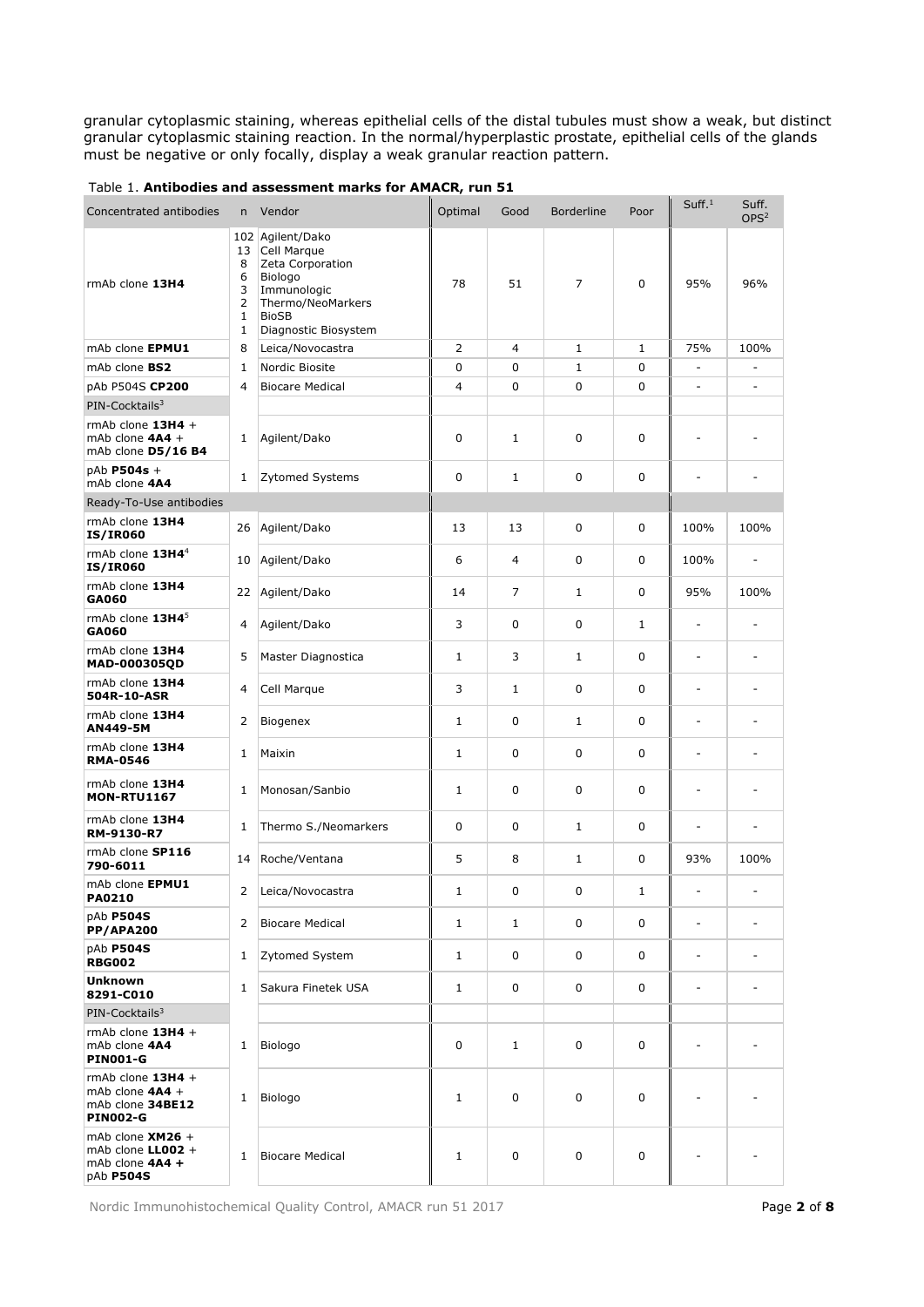granular cytoplasmic staining, whereas epithelial cells of the distal tubules must show a weak, but distinct granular cytoplasmic staining reaction. In the normal/hyperplastic prostate, epithelial cells of the glands must be negative or only focally, display a weak granular reaction pattern.

Table 1. **Antibodies and assessment marks for AMACR, run 51**

| Concentrated antibodies | n | Vendor | Optimal | Good | Borderline | Poor | Suff.[1] | Suff. OPS[2] |
|---|---|---|---|---|---|---|---|---|
| rmAb clone **13H4** | 102<br>13<br>8<br>6<br>3<br>2<br>1<br>1 | Agilent/Dako<br>Cell Marque<br>Zeta Corporation<br>Biologo<br>Immunologic<br>Thermo/NeoMarkers<br>BioSB<br>Diagnostic Biosystem | 78 | 51 | 7 | 0 | 95% | 96% |
| mAb clone **EPMU1** | 8 | Leica/Novocastra | 2 | 4 | 1 | 1 | 75% | 100% |
| mAb clone **BS2** | 1 | Nordic Biosite | 0 | 0 | 1 | 0 | - | - |
| pAb P504S **CP200** | 4 | Biocare Medical | 4 | 0 | 0 | 0 | - | - |
| PIN-Cocktails[3] | | | | | | | | |
| rmAb clone **13H4** + mAb clone **4A4** + mAb clone **D5/16 B4** | 1 | Agilent/Dako | 0 | 1 | 0 | 0 | - | - |
| pAb **P504s** + mAb clone **4A4** | 1 | Zytomed Systems | 0 | 1 | 0 | 0 | - | - |
| Ready-To-Use antibodies | | | | | | | | |
| rmAb clone **13H4 IS/IR060** | 26 | Agilent/Dako | 13 | 13 | 0 | 0 | 100% | 100% |
| rmAb clone **13H4**[4] **IS/IR060** | 10 | Agilent/Dako | 6 | 4 | 0 | 0 | 100% | - |
| rmAb clone **13H4 GA060** | 22 | Agilent/Dako | 14 | 7 | 1 | 0 | 95% | 100% |
| rmAb clone **13H4**[5] **GA060** | 4 | Agilent/Dako | 3 | 0 | 0 | 1 | - | - |
| rmAb clone **13H4 MAD-000305QD** | 5 | Master Diagnostica | 1 | 3 | 1 | 0 | - | - |
| rmAb clone **13H4 504R-10-ASR** | 4 | Cell Marque | 3 | 1 | 0 | 0 | - | - |
| rmAb clone **13H4 AN449-5M** | 2 | Biogenex | 1 | 0 | 1 | 0 | - | - |
| rmAb clone **13H4 RMA-0546** | 1 | Maixin | 1 | 0 | 0 | 0 | - | - |
| rmAb clone **13H4 MON-RTU1167** | 1 | Monosan/Sanbio | 1 | 0 | 0 | 0 | - | - |
| rmAb clone **13H4 RM-9130-R7** | 1 | Thermo S./Neomarkers | 0 | 0 | 1 | 0 | - | - |
| rmAb clone **SP116 790-6011** | 14 | Roche/Ventana | 5 | 8 | 1 | 0 | 93% | 100% |
| mAb clone **EPMU1 PA0210** | 2 | Leica/Novocastra | 1 | 0 | 0 | 1 | - | - |
| pAb **P504S PP/APA200** | 2 | Biocare Medical | 1 | 1 | 0 | 0 | - | - |
| pAb **P504S RBG002** | 1 | Zytomed System | 1 | 0 | 0 | 0 | - | - |
| **Unknown 8291-C010** | 1 | Sakura Finetek USA | 1 | 0 | 0 | 0 | - | - |
| PIN-Cocktails[3] | | | | | | | | |
| rmAb clone **13H4** + mAb clone **4A4 PIN001-G** | 1 | Biologo | 0 | 1 | 0 | 0 | - | - |
| rmAb clone **13H4** + mAb clone **4A4** + mAb clone **34BE12 PIN002-G** | 1 | Biologo | 1 | 0 | 0 | 0 | - | - |
| mAb clone **XM26** + mAb clone **LL002** + mAb clone **4A4 +** pAb **P504S** | 1 | Biocare Medical | 1 | 0 | 0 | 0 | - | - |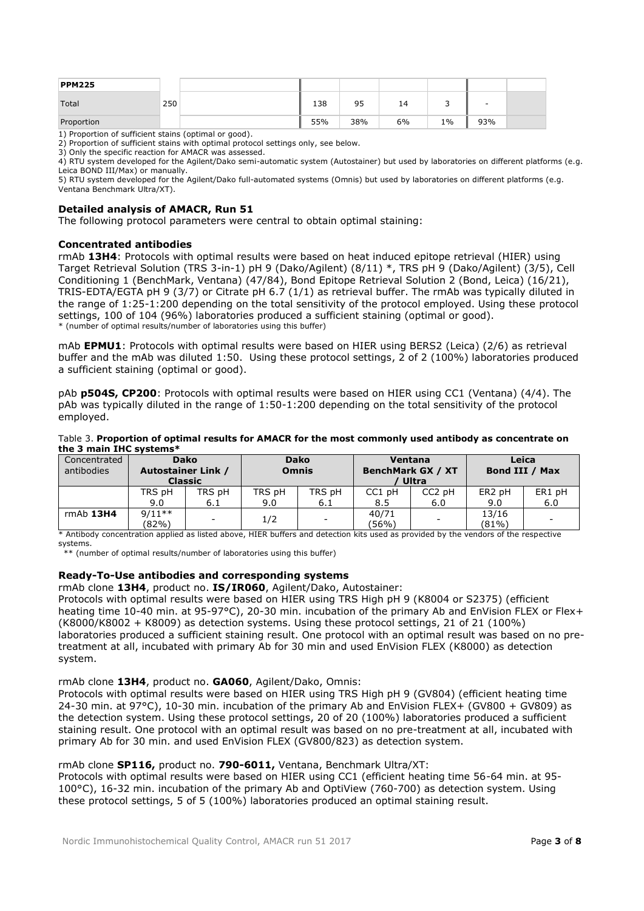| PPM225 | | | | | | | | |
|---|---|---|---|---|---|---|---|---|
| Total | 250 | | 138 | 95 | 14 | 3 | - | |
| Proportion | | | 55% | 38% | 6% | 1% | 93% | |

1) Proportion of sufficient stains (optimal or good).
2) Proportion of sufficient stains with optimal protocol settings only, see below.
3) Only the specific reaction for AMACR was assessed.
4) RTU system developed for the Agilent/Dako semi-automatic system (Autostainer) but used by laboratories on different platforms (e.g. Leica BOND III/Max) or manually.
5) RTU system developed for the Agilent/Dako full-automated systems (Omnis) but used by laboratories on different platforms (e.g. Ventana Benchmark Ultra/XT).

## Detailed analysis of AMACR, Run 51

The following protocol parameters were central to obtain optimal staining:

### Concentrated antibodies

rmAb **13H4**: Protocols with optimal results were based on heat induced epitope retrieval (HIER) using Target Retrieval Solution (TRS 3-in-1) pH 9 (Dako/Agilent) (8/11) *, TRS pH 9 (Dako/Agilent) (3/5), Cell Conditioning 1 (BenchMark, Ventana) (47/84), Bond Epitope Retrieval Solution 2 (Bond, Leica) (16/21), TRIS-EDTA/EGTA pH 9 (3/7) or Citrate pH 6.7 (1/1) as retrieval buffer. The rmAb was typically diluted in the range of 1:25-1:200 depending on the total sensitivity of the protocol employed. Using these protocol settings, 100 of 104 (96%) laboratories produced a sufficient staining (optimal or good).
\* (number of optimal results/number of laboratories using this buffer)

mAb **EPMU1**: Protocols with optimal results were based on HIER using BERS2 (Leica) (2/6) as retrieval buffer and the mAb was diluted 1:50. Using these protocol settings, 2 of 2 (100%) laboratories produced a sufficient staining (optimal or good).

pAb **p504S, CP200**: Protocols with optimal results were based on HIER using CC1 (Ventana) (4/4). The pAb was typically diluted in the range of 1:50-1:200 depending on the total sensitivity of the protocol employed.

Table 3. **Proportion of optimal results for AMACR for the most commonly used antibody as concentrate on the 3 main IHC systems***

| Concentrated antibodies | Dako Autostainer Link / Classic | | Dako Omnis | | Ventana BenchMark GX / XT / Ultra | | Leica Bond III / Max | |
|---|---|---|---|---|---|---|---|---|
| | TRS pH 9.0 | TRS pH 6.1 | TRS pH 9.0 | TRS pH 6.1 | CC1 pH 8.5 | CC2 pH 6.0 | ER2 pH 9.0 | ER1 pH 6.0 |
| rmAb **13H4** | 9/11** (82%) | - | 1/2 | - | 40/71 (56%) | - | 13/16 (81%) | - |

\* Antibody concentration applied as listed above, HIER buffers and detection kits used as provided by the vendors of the respective systems.
\*\* (number of optimal results/number of laboratories using this buffer)

### Ready-To-Use antibodies and corresponding systems

rmAb clone **13H4**, product no. **IS/IR060**, Agilent/Dako, Autostainer:
Protocols with optimal results were based on HIER using TRS High pH 9 (K8004 or S2375) (efficient heating time 10-40 min. at 95-97°C), 20-30 min. incubation of the primary Ab and EnVision FLEX or Flex+ (K8000/K8002 + K8009) as detection systems. Using these protocol settings, 21 of 21 (100%) laboratories produced a sufficient staining result. One protocol with an optimal result was based on no pre-treatment at all, incubated with primary Ab for 30 min and used EnVision FLEX (K8000) as detection system.

rmAb clone **13H4**, product no. **GA060**, Agilent/Dako, Omnis:
Protocols with optimal results were based on HIER using TRS High pH 9 (GV804) (efficient heating time 24-30 min. at 97°C), 10-30 min. incubation of the primary Ab and EnVision FLEX+ (GV800 + GV809) as the detection system. Using these protocol settings, 20 of 20 (100%) laboratories produced a sufficient staining result. One protocol with an optimal result was based on no pre-treatment at all, incubated with primary Ab for 30 min. and used EnVision FLEX (GV800/823) as detection system.

rmAb clone **SP116,** product no. **790-6011,** Ventana, Benchmark Ultra/XT:
Protocols with optimal results were based on HIER using CC1 (efficient heating time 56-64 min. at 95-100°C), 16-32 min. incubation of the primary Ab and OptiView (760-700) as detection system. Using these protocol settings, 5 of 5 (100%) laboratories produced an optimal staining result.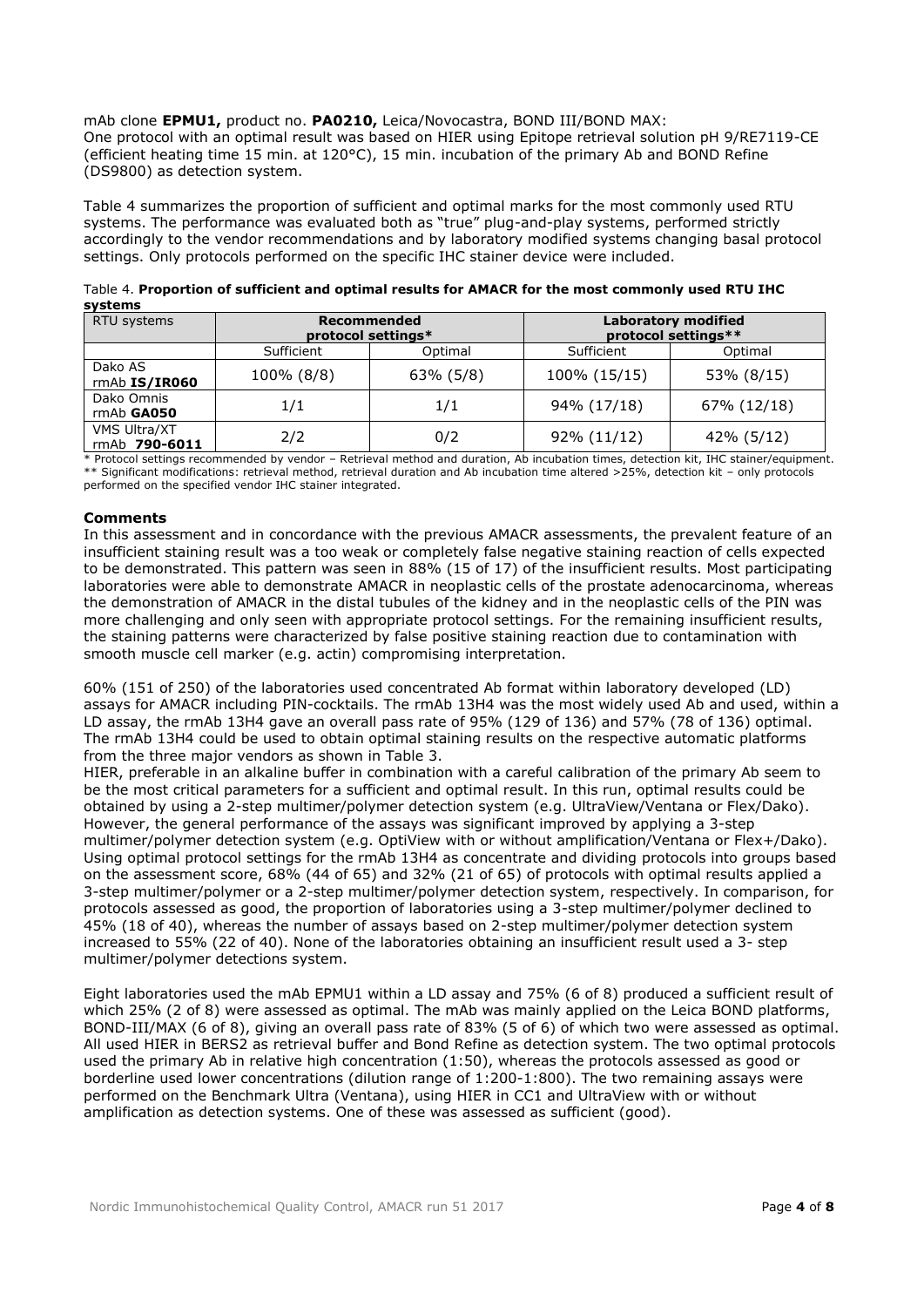mAb clone **EPMU1,** product no. **PA0210,** Leica/Novocastra, BOND III/BOND MAX:
One protocol with an optimal result was based on HIER using Epitope retrieval solution pH 9/RE7119-CE (efficient heating time 15 min. at 120°C), 15 min. incubation of the primary Ab and BOND Refine (DS9800) as detection system.

Table 4 summarizes the proportion of sufficient and optimal marks for the most commonly used RTU systems. The performance was evaluated both as "true" plug-and-play systems, performed strictly accordingly to the vendor recommendations and by laboratory modified systems changing basal protocol settings. Only protocols performed on the specific IHC stainer device were included.

Table 4. **Proportion of sufficient and optimal results for AMACR for the most commonly used RTU IHC systems**

| RTU systems | Recommended protocol settings* | | Laboratory modified protocol settings** | |
|---|---|---|---|---|
| | Sufficient | Optimal | Sufficient | Optimal |
| Dako AS rmAb **IS/IR060** | 100% (8/8) | 63% (5/8) | 100% (15/15) | 53% (8/15) |
| Dako Omnis rmAb **GA050** | 1/1 | 1/1 | 94% (17/18) | 67% (12/18) |
| VMS Ultra/XT rmAb **790-6011** | 2/2 | 0/2 | 92% (11/12) | 42% (5/12) |

\* Protocol settings recommended by vendor – Retrieval method and duration, Ab incubation times, detection kit, IHC stainer/equipment.
\*\* Significant modifications: retrieval method, retrieval duration and Ab incubation time altered >25%, detection kit – only protocols performed on the specified vendor IHC stainer integrated.

## Comments

In this assessment and in concordance with the previous AMACR assessments, the prevalent feature of an insufficient staining result was a too weak or completely false negative staining reaction of cells expected to be demonstrated. This pattern was seen in 88% (15 of 17) of the insufficient results. Most participating laboratories were able to demonstrate AMACR in neoplastic cells of the prostate adenocarcinoma, whereas the demonstration of AMACR in the distal tubules of the kidney and in the neoplastic cells of the PIN was more challenging and only seen with appropriate protocol settings. For the remaining insufficient results, the staining patterns were characterized by false positive staining reaction due to contamination with smooth muscle cell marker (e.g. actin) compromising interpretation.

60% (151 of 250) of the laboratories used concentrated Ab format within laboratory developed (LD) assays for AMACR including PIN-cocktails. The rmAb 13H4 was the most widely used Ab and used, within a LD assay, the rmAb 13H4 gave an overall pass rate of 95% (129 of 136) and 57% (78 of 136) optimal. The rmAb 13H4 could be used to obtain optimal staining results on the respective automatic platforms from the three major vendors as shown in Table 3.
HIER, preferable in an alkaline buffer in combination with a careful calibration of the primary Ab seem to be the most critical parameters for a sufficient and optimal result. In this run, optimal results could be obtained by using a 2-step multimer/polymer detection system (e.g. UltraView/Ventana or Flex/Dako). However, the general performance of the assays was significant improved by applying a 3-step multimer/polymer detection system (e.g. OptiView with or without amplification/Ventana or Flex+/Dako). Using optimal protocol settings for the rmAb 13H4 as concentrate and dividing protocols into groups based on the assessment score, 68% (44 of 65) and 32% (21 of 65) of protocols with optimal results applied a 3-step multimer/polymer or a 2-step multimer/polymer detection system, respectively. In comparison, for protocols assessed as good, the proportion of laboratories using a 3-step multimer/polymer declined to 45% (18 of 40), whereas the number of assays based on 2-step multimer/polymer detection system increased to 55% (22 of 40). None of the laboratories obtaining an insufficient result used a 3- step multimer/polymer detections system.

Eight laboratories used the mAb EPMU1 within a LD assay and 75% (6 of 8) produced a sufficient result of which 25% (2 of 8) were assessed as optimal. The mAb was mainly applied on the Leica BOND platforms, BOND-III/MAX (6 of 8), giving an overall pass rate of 83% (5 of 6) of which two were assessed as optimal. All used HIER in BERS2 as retrieval buffer and Bond Refine as detection system. The two optimal protocols used the primary Ab in relative high concentration (1:50), whereas the protocols assessed as good or borderline used lower concentrations (dilution range of 1:200-1:800). The two remaining assays were performed on the Benchmark Ultra (Ventana), using HIER in CC1 and UltraView with or without amplification as detection systems. One of these was assessed as sufficient (good).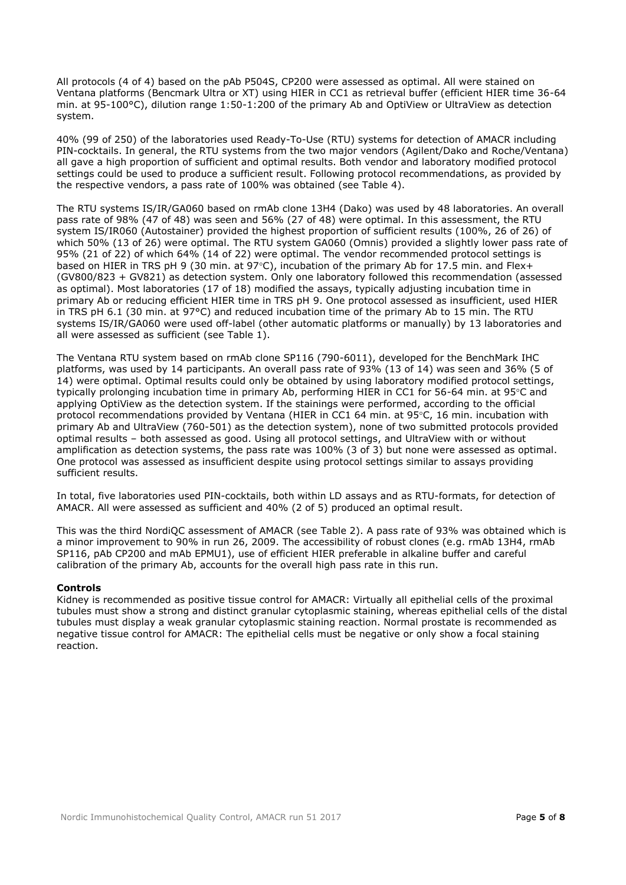All protocols (4 of 4) based on the pAb P504S, CP200 were assessed as optimal. All were stained on Ventana platforms (Bencmark Ultra or XT) using HIER in CC1 as retrieval buffer (efficient HIER time 36-64 min. at 95-100°C), dilution range 1:50-1:200 of the primary Ab and OptiView or UltraView as detection system.

40% (99 of 250) of the laboratories used Ready-To-Use (RTU) systems for detection of AMACR including PIN-cocktails. In general, the RTU systems from the two major vendors (Agilent/Dako and Roche/Ventana) all gave a high proportion of sufficient and optimal results. Both vendor and laboratory modified protocol settings could be used to produce a sufficient result. Following protocol recommendations, as provided by the respective vendors, a pass rate of 100% was obtained (see Table 4).

The RTU systems IS/IR/GA060 based on rmAb clone 13H4 (Dako) was used by 48 laboratories. An overall pass rate of 98% (47 of 48) was seen and 56% (27 of 48) were optimal. In this assessment, the RTU system IS/IR060 (Autostainer) provided the highest proportion of sufficient results (100%, 26 of 26) of which 50% (13 of 26) were optimal. The RTU system GA060 (Omnis) provided a slightly lower pass rate of 95% (21 of 22) of which 64% (14 of 22) were optimal. The vendor recommended protocol settings is based on HIER in TRS pH 9 (30 min. at 97◦C), incubation of the primary Ab for 17.5 min. and Flex+ (GV800/823 + GV821) as detection system. Only one laboratory followed this recommendation (assessed as optimal). Most laboratories (17 of 18) modified the assays, typically adjusting incubation time in primary Ab or reducing efficient HIER time in TRS pH 9. One protocol assessed as insufficient, used HIER in TRS pH 6.1 (30 min. at 97°C) and reduced incubation time of the primary Ab to 15 min. The RTU systems IS/IR/GA060 were used off-label (other automatic platforms or manually) by 13 laboratories and all were assessed as sufficient (see Table 1).

The Ventana RTU system based on rmAb clone SP116 (790-6011), developed for the BenchMark IHC platforms, was used by 14 participants. An overall pass rate of 93% (13 of 14) was seen and 36% (5 of 14) were optimal. Optimal results could only be obtained by using laboratory modified protocol settings, typically prolonging incubation time in primary Ab, performing HIER in CC1 for 56-64 min. at 95◦C and applying OptiView as the detection system. If the stainings were performed, according to the official protocol recommendations provided by Ventana (HIER in CC1 64 min. at 95◦C, 16 min. incubation with primary Ab and UltraView (760-501) as the detection system), none of two submitted protocols provided optimal results – both assessed as good. Using all protocol settings, and UltraView with or without amplification as detection systems, the pass rate was 100% (3 of 3) but none were assessed as optimal. One protocol was assessed as insufficient despite using protocol settings similar to assays providing sufficient results.

In total, five laboratories used PIN-cocktails, both within LD assays and as RTU-formats, for detection of AMACR. All were assessed as sufficient and 40% (2 of 5) produced an optimal result.

This was the third NordiQC assessment of AMACR (see Table 2). A pass rate of 93% was obtained which is a minor improvement to 90% in run 26, 2009. The accessibility of robust clones (e.g. rmAb 13H4, rmAb SP116, pAb CP200 and mAb EPMU1), use of efficient HIER preferable in alkaline buffer and careful calibration of the primary Ab, accounts for the overall high pass rate in this run.

**Controls**

Kidney is recommended as positive tissue control for AMACR: Virtually all epithelial cells of the proximal tubules must show a strong and distinct granular cytoplasmic staining, whereas epithelial cells of the distal tubules must display a weak granular cytoplasmic staining reaction. Normal prostate is recommended as negative tissue control for AMACR: The epithelial cells must be negative or only show a focal staining reaction.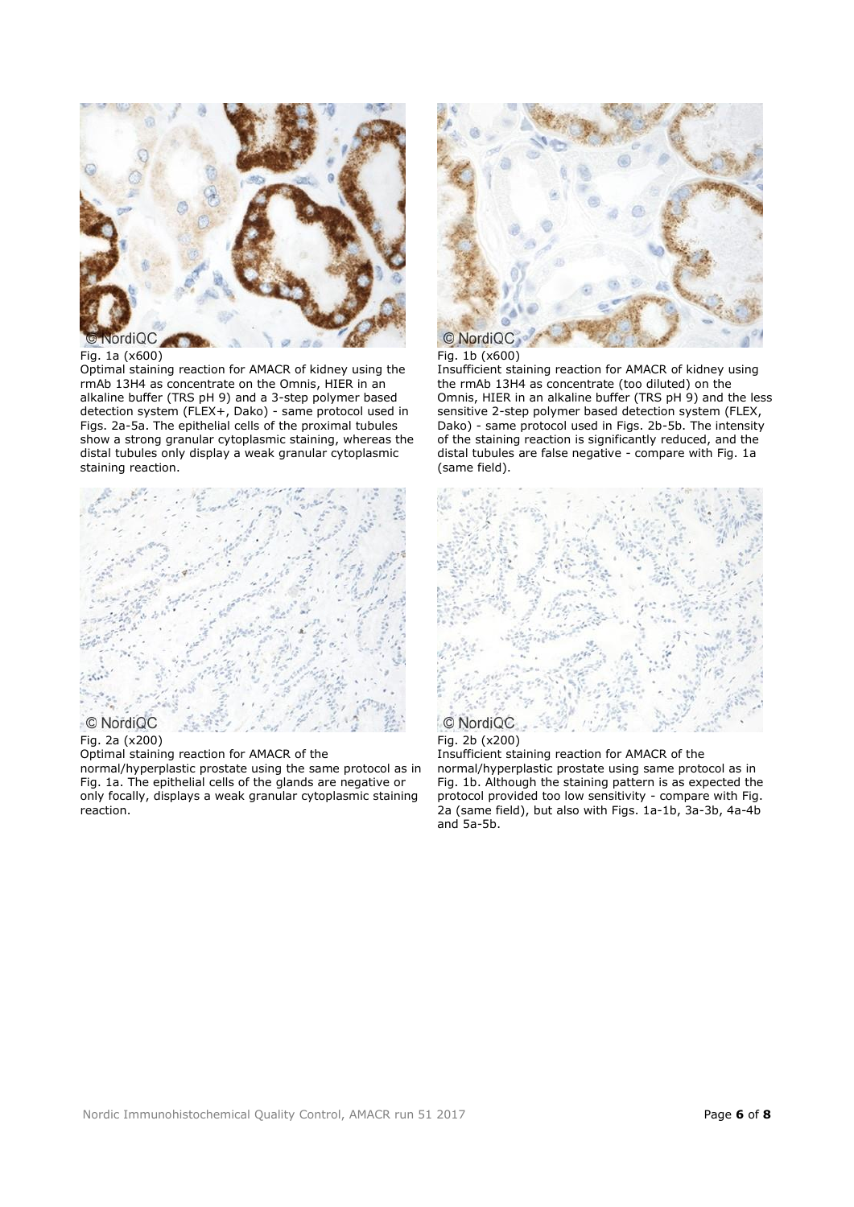Fig. 1a (x600)
Optimal staining reaction for AMACR of kidney using the rmAb 13H4 as concentrate on the Omnis, HIER in an alkaline buffer (TRS pH 9) and a 3-step polymer based detection system (FLEX+, Dako) - same protocol used in Figs. 2a-5a. The epithelial cells of the proximal tubules show a strong granular cytoplasmic staining, whereas the distal tubules only display a weak granular cytoplasmic staining reaction.

Fig. 1b (x600)
Insufficient staining reaction for AMACR of kidney using the rmAb 13H4 as concentrate (too diluted) on the Omnis, HIER in an alkaline buffer (TRS pH 9) and the less sensitive 2-step polymer based detection system (FLEX, Dako) - same protocol used in Figs. 2b-5b. The intensity of the staining reaction is significantly reduced, and the distal tubules are false negative - compare with Fig. 1a (same field).

Fig. 2a (x200)
Optimal staining reaction for AMACR of the normal/hyperplastic prostate using the same protocol as in Fig. 1a. The epithelial cells of the glands are negative or only focally, displays a weak granular cytoplasmic staining reaction.

Fig. 2b (x200)
Insufficient staining reaction for AMACR of the normal/hyperplastic prostate using same protocol as in Fig. 1b. Although the staining pattern is as expected the protocol provided too low sensitivity - compare with Fig. 2a (same field), but also with Figs. 1a-1b, 3a-3b, 4a-4b and 5a-5b.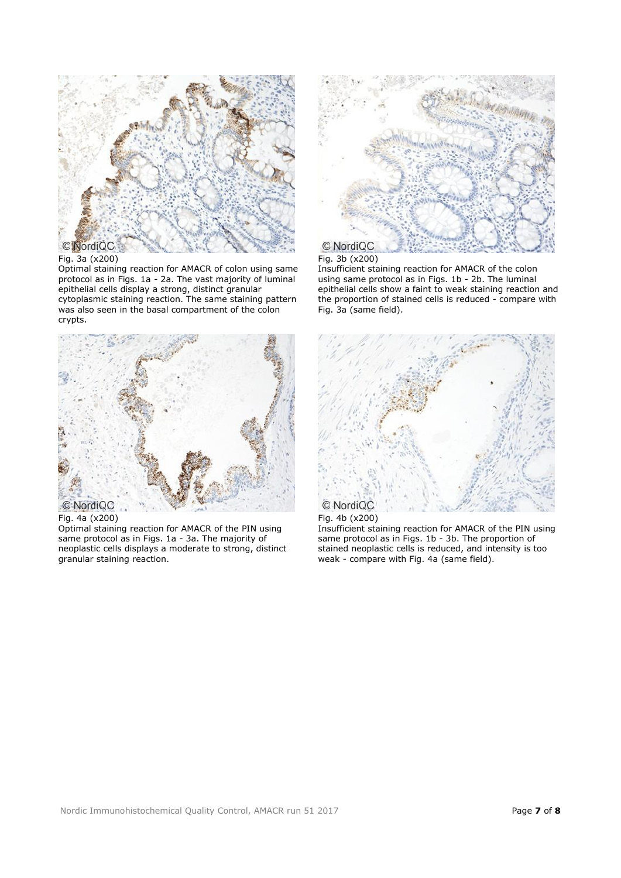Fig. 3a (x200)
Optimal staining reaction for AMACR of colon using same protocol as in Figs. 1a - 2a. The vast majority of luminal epithelial cells display a strong, distinct granular cytoplasmic staining reaction. The same staining pattern was also seen in the basal compartment of the colon crypts.

Fig. 3b (x200)
Insufficient staining reaction for AMACR of the colon using same protocol as in Figs. 1b - 2b. The luminal epithelial cells show a faint to weak staining reaction and the proportion of stained cells is reduced - compare with Fig. 3a (same field).

Fig. 4a (x200)
Optimal staining reaction for AMACR of the PIN using same protocol as in Figs. 1a - 3a. The majority of neoplastic cells displays a moderate to strong, distinct granular staining reaction.

Fig. 4b (x200)
Insufficient staining reaction for AMACR of the PIN using same protocol as in Figs. 1b - 3b. The proportion of stained neoplastic cells is reduced, and intensity is too weak - compare with Fig. 4a (same field).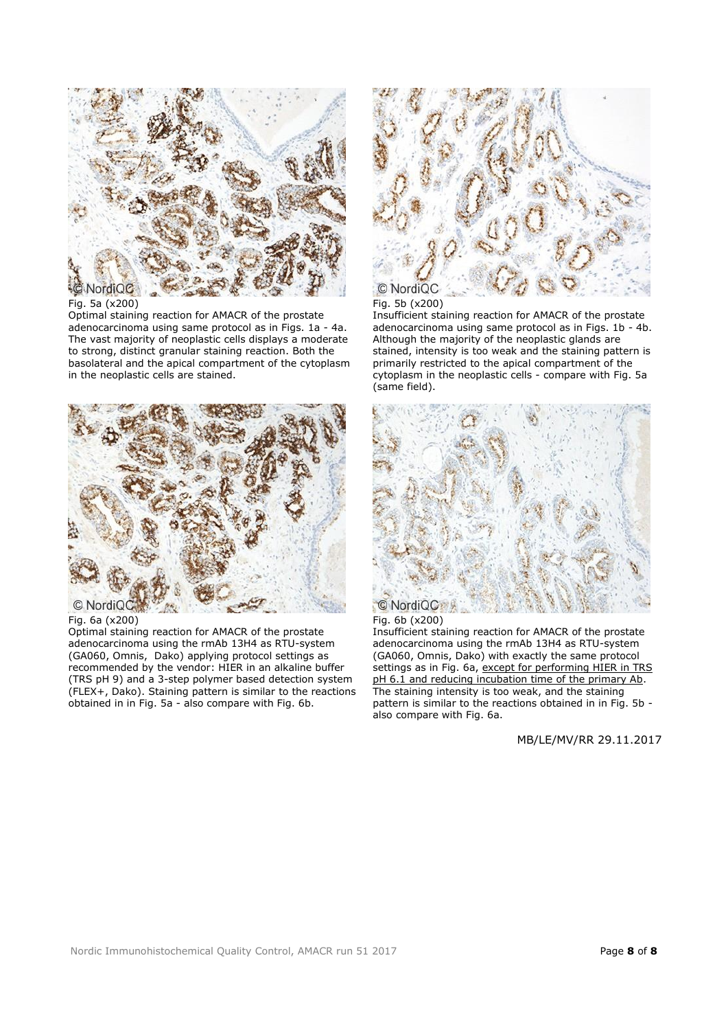Fig. 5a (x200)
Optimal staining reaction for AMACR of the prostate adenocarcinoma using same protocol as in Figs. 1a - 4a. The vast majority of neoplastic cells displays a moderate to strong, distinct granular staining reaction. Both the basolateral and the apical compartment of the cytoplasm in the neoplastic cells are stained.

Fig. 5b (x200)
Insufficient staining reaction for AMACR of the prostate adenocarcinoma using same protocol as in Figs. 1b - 4b. Although the majority of the neoplastic glands are stained, intensity is too weak and the staining pattern is primarily restricted to the apical compartment of the cytoplasm in the neoplastic cells - compare with Fig. 5a (same field).

Fig. 6a (x200)
Optimal staining reaction for AMACR of the prostate adenocarcinoma using the rmAb 13H4 as RTU-system (GA060, Omnis, Dako) applying protocol settings as recommended by the vendor: HIER in an alkaline buffer (TRS pH 9) and a 3-step polymer based detection system (FLEX+, Dako). Staining pattern is similar to the reactions obtained in in Fig. 5a - also compare with Fig. 6b.

Fig. 6b (x200)
Insufficient staining reaction for AMACR of the prostate adenocarcinoma using the rmAb 13H4 as RTU-system (GA060, Omnis, Dako) with exactly the same protocol settings as in Fig. 6a, except for performing HIER in TRS pH 6.1 and reducing incubation time of the primary Ab. The staining intensity is too weak, and the staining pattern is similar to the reactions obtained in in Fig. 5b - also compare with Fig. 6a.

MB/LE/MV/RR 29.11.2017